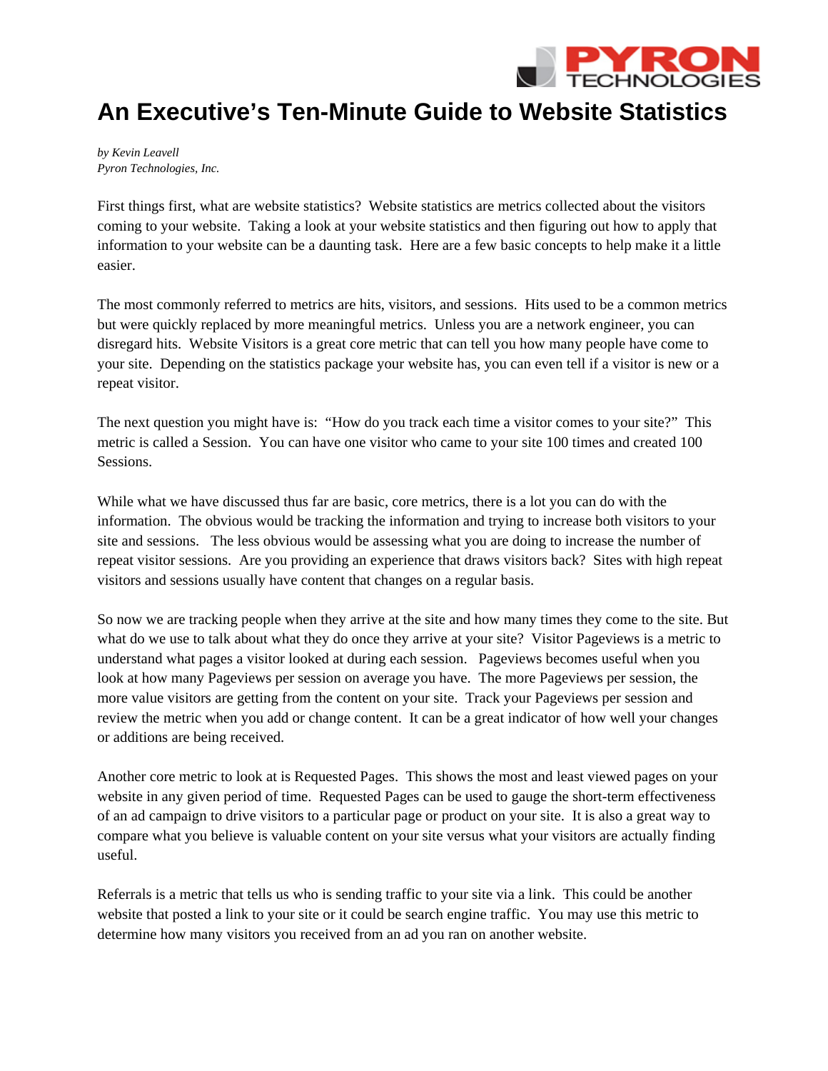# An Executive's Ten-Minute Guide to Website Statistics

*by Kevin Leavell*
*Pyron Technologies, Inc.*

First things first, what are website statistics? Website statistics are metrics collected about the visitors coming to your website. Taking a look at your website statistics and then figuring out how to apply that information to your website can be a daunting task. Here are a few basic concepts to help make it a little easier.

The most commonly referred to metrics are hits, visitors, and sessions. Hits used to be a common metrics but were quickly replaced by more meaningful metrics. Unless you are a network engineer, you can disregard hits. Website Visitors is a great core metric that can tell you how many people have come to your site. Depending on the statistics package your website has, you can even tell if a visitor is new or a repeat visitor.

The next question you might have is: "How do you track each time a visitor comes to your site?" This metric is called a Session. You can have one visitor who came to your site 100 times and created 100 Sessions.

While what we have discussed thus far are basic, core metrics, there is a lot you can do with the information. The obvious would be tracking the information and trying to increase both visitors to your site and sessions. The less obvious would be assessing what you are doing to increase the number of repeat visitor sessions. Are you providing an experience that draws visitors back? Sites with high repeat visitors and sessions usually have content that changes on a regular basis.

So now we are tracking people when they arrive at the site and how many times they come to the site. But what do we use to talk about what they do once they arrive at your site? Visitor Pageviews is a metric to understand what pages a visitor looked at during each session. Pageviews becomes useful when you look at how many Pageviews per session on average you have. The more Pageviews per session, the more value visitors are getting from the content on your site. Track your Pageviews per session and review the metric when you add or change content. It can be a great indicator of how well your changes or additions are being received.

Another core metric to look at is Requested Pages. This shows the most and least viewed pages on your website in any given period of time. Requested Pages can be used to gauge the short-term effectiveness of an ad campaign to drive visitors to a particular page or product on your site. It is also a great way to compare what you believe is valuable content on your site versus what your visitors are actually finding useful.

Referrals is a metric that tells us who is sending traffic to your site via a link. This could be another website that posted a link to your site or it could be search engine traffic. You may use this metric to determine how many visitors you received from an ad you ran on another website.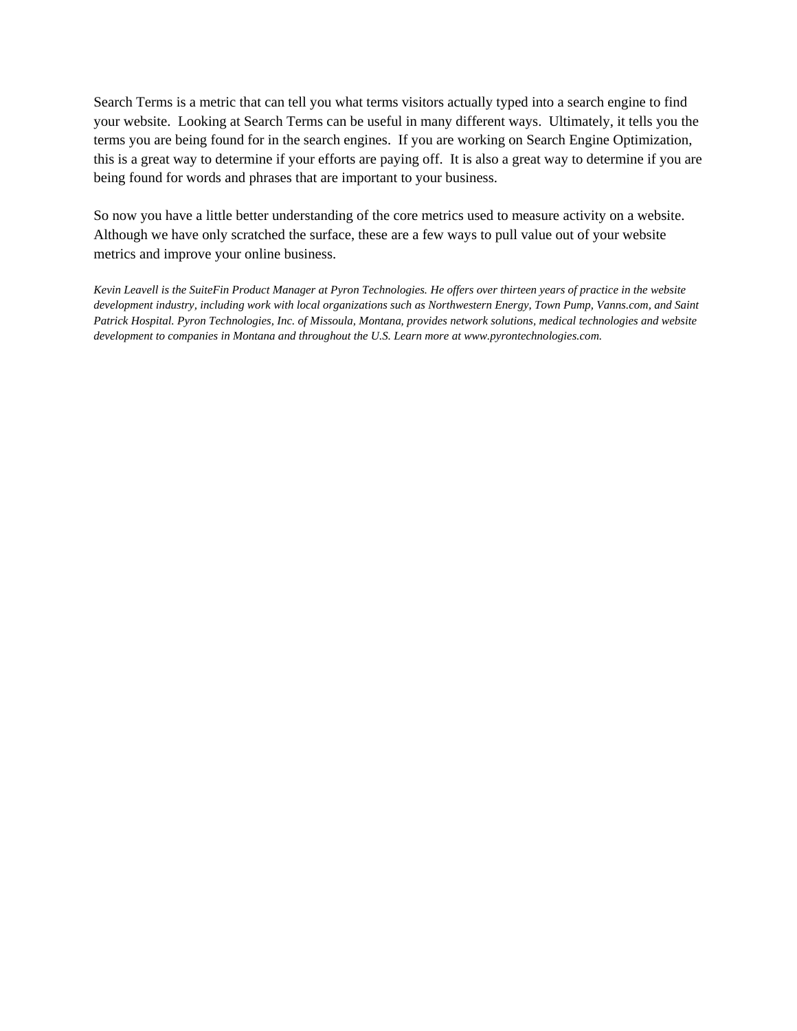Search Terms is a metric that can tell you what terms visitors actually typed into a search engine to find your website. Looking at Search Terms can be useful in many different ways. Ultimately, it tells you the terms you are being found for in the search engines. If you are working on Search Engine Optimization, this is a great way to determine if your efforts are paying off. It is also a great way to determine if you are being found for words and phrases that are important to your business.

So now you have a little better understanding of the core metrics used to measure activity on a website. Although we have only scratched the surface, these are a few ways to pull value out of your website metrics and improve your online business.

*Kevin Leavell is the SuiteFin Product Manager at Pyron Technologies. He offers over thirteen years of practice in the website development industry, including work with local organizations such as Northwestern Energy, Town Pump, Vanns.com, and Saint Patrick Hospital. Pyron Technologies, Inc. of Missoula, Montana, provides network solutions, medical technologies and website development to companies in Montana and throughout the U.S. Learn more at www.pyrontechnologies.com.*